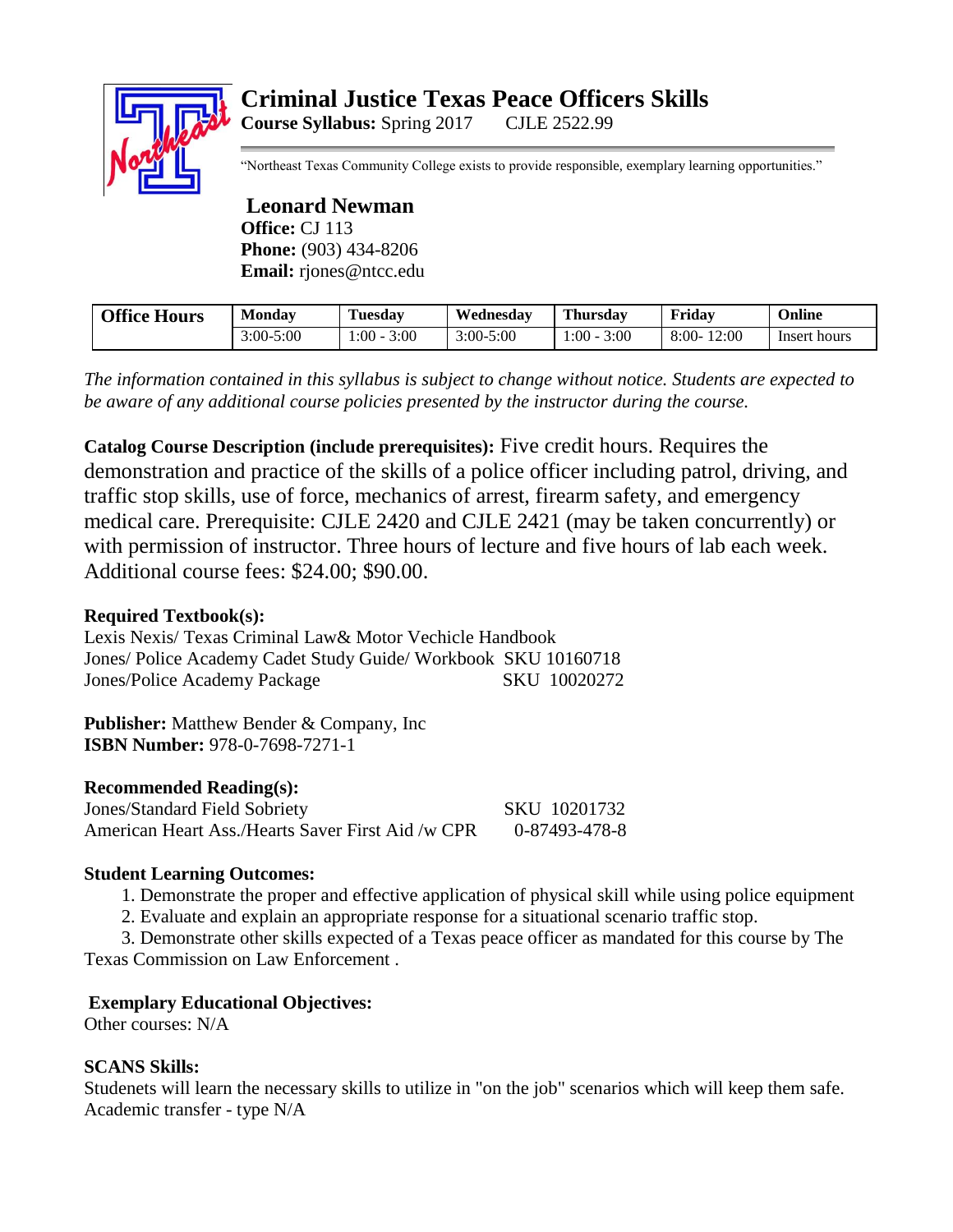# Criminal Justice Texas Peace Officers Skills

**Course Syllabus:** Spring 2017 CJLE 2522.99

"Northeast Texas Community College exists to provide responsible, exemplary learning opportunities."

**Leonard Newman**
**Office:** CJ 113
**Phone:** (903) 434-8206
**Email:** rjones@ntcc.edu

| Office Hours | Monday | Tuesday | Wednesday | Thursday | Friday | Online |
|---|---|---|---|---|---|---|
| | 3:00-5:00 | 1:00 - 3:00 | 3:00-5:00 | 1:00 - 3:00 | 8:00- 12:00 | Insert hours |

*The information contained in this syllabus is subject to change without notice. Students are expected to be aware of any additional course policies presented by the instructor during the course.*

**Catalog Course Description (include prerequisites):** Five credit hours. Requires the demonstration and practice of the skills of a police officer including patrol, driving, and traffic stop skills, use of force, mechanics of arrest, firearm safety, and emergency medical care. Prerequisite: CJLE 2420 and CJLE 2421 (may be taken concurrently) or with permission of instructor. Three hours of lecture and five hours of lab each week. Additional course fees: $24.00; $90.00.

**Required Textbook(s):**
Lexis Nexis/ Texas Criminal Law& Motor Vechicle Handbook
Jones/ Police Academy Cadet Study Guide/ Workbook SKU 10160718
Jones/Police Academy Package SKU 10020272

**Publisher:** Matthew Bender & Company, Inc
**ISBN Number:** 978-0-7698-7271-1

**Recommended Reading(s):**
Jones/Standard Field Sobriety SKU 10201732
American Heart Ass./Hearts Saver First Aid /w CPR 0-87493-478-8

**Student Learning Outcomes:**

1. Demonstrate the proper and effective application of physical skill while using police equipment
2. Evaluate and explain an appropriate response for a situational scenario traffic stop.
3. Demonstrate other skills expected of a Texas peace officer as mandated for this course by The Texas Commission on Law Enforcement .

**Exemplary Educational Objectives:**
Other courses: N/A

**SCANS Skills:**
Studenets will learn the necessary skills to utilize in "on the job" scenarios which will keep them safe.
Academic transfer - type N/A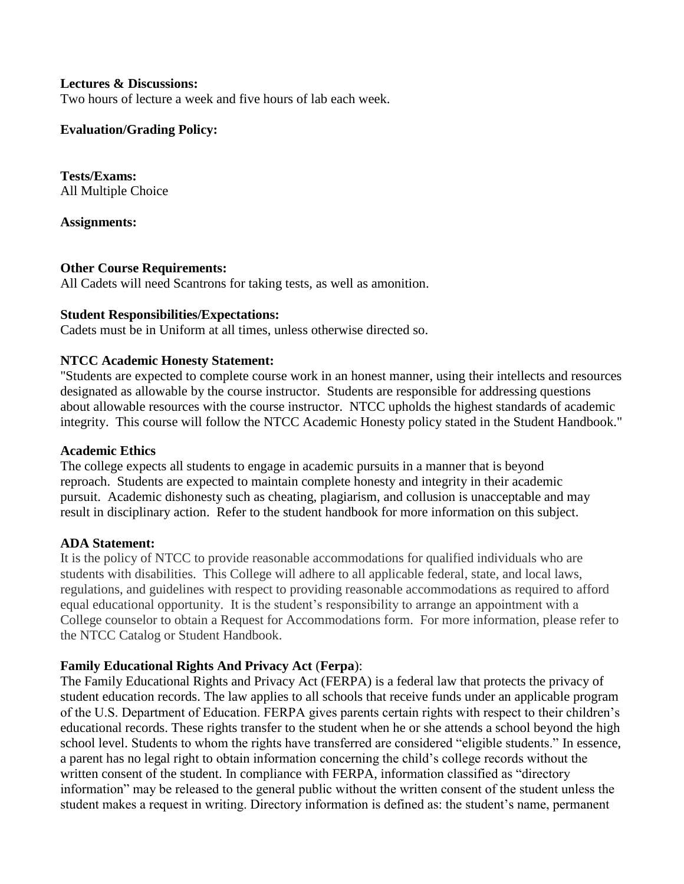**Lectures & Discussions:**
Two hours of lecture a week and five hours of lab each week.

**Evaluation/Grading Policy:**

**Tests/Exams:**
All Multiple Choice

**Assignments:**

**Other Course Requirements:**
All Cadets will need Scantrons for taking tests, as well as amonition.

**Student Responsibilities/Expectations:**
Cadets must be in Uniform at all times, unless otherwise directed so.

**NTCC Academic Honesty Statement:**
"Students are expected to complete course work in an honest manner, using their intellects and resources designated as allowable by the course instructor. Students are responsible for addressing questions about allowable resources with the course instructor. NTCC upholds the highest standards of academic integrity. This course will follow the NTCC Academic Honesty policy stated in the Student Handbook."

**Academic Ethics**
The college expects all students to engage in academic pursuits in a manner that is beyond reproach. Students are expected to maintain complete honesty and integrity in their academic pursuit. Academic dishonesty such as cheating, plagiarism, and collusion is unacceptable and may result in disciplinary action. Refer to the student handbook for more information on this subject.

**ADA Statement:**
It is the policy of NTCC to provide reasonable accommodations for qualified individuals who are students with disabilities. This College will adhere to all applicable federal, state, and local laws, regulations, and guidelines with respect to providing reasonable accommodations as required to afford equal educational opportunity. It is the student's responsibility to arrange an appointment with a College counselor to obtain a Request for Accommodations form. For more information, please refer to the NTCC Catalog or Student Handbook.

**Family Educational Rights And Privacy Act (Ferpa):**
The Family Educational Rights and Privacy Act (FERPA) is a federal law that protects the privacy of student education records. The law applies to all schools that receive funds under an applicable program of the U.S. Department of Education. FERPA gives parents certain rights with respect to their children's educational records. These rights transfer to the student when he or she attends a school beyond the high school level. Students to whom the rights have transferred are considered "eligible students." In essence, a parent has no legal right to obtain information concerning the child's college records without the written consent of the student. In compliance with FERPA, information classified as "directory information" may be released to the general public without the written consent of the student unless the student makes a request in writing. Directory information is defined as: the student's name, permanent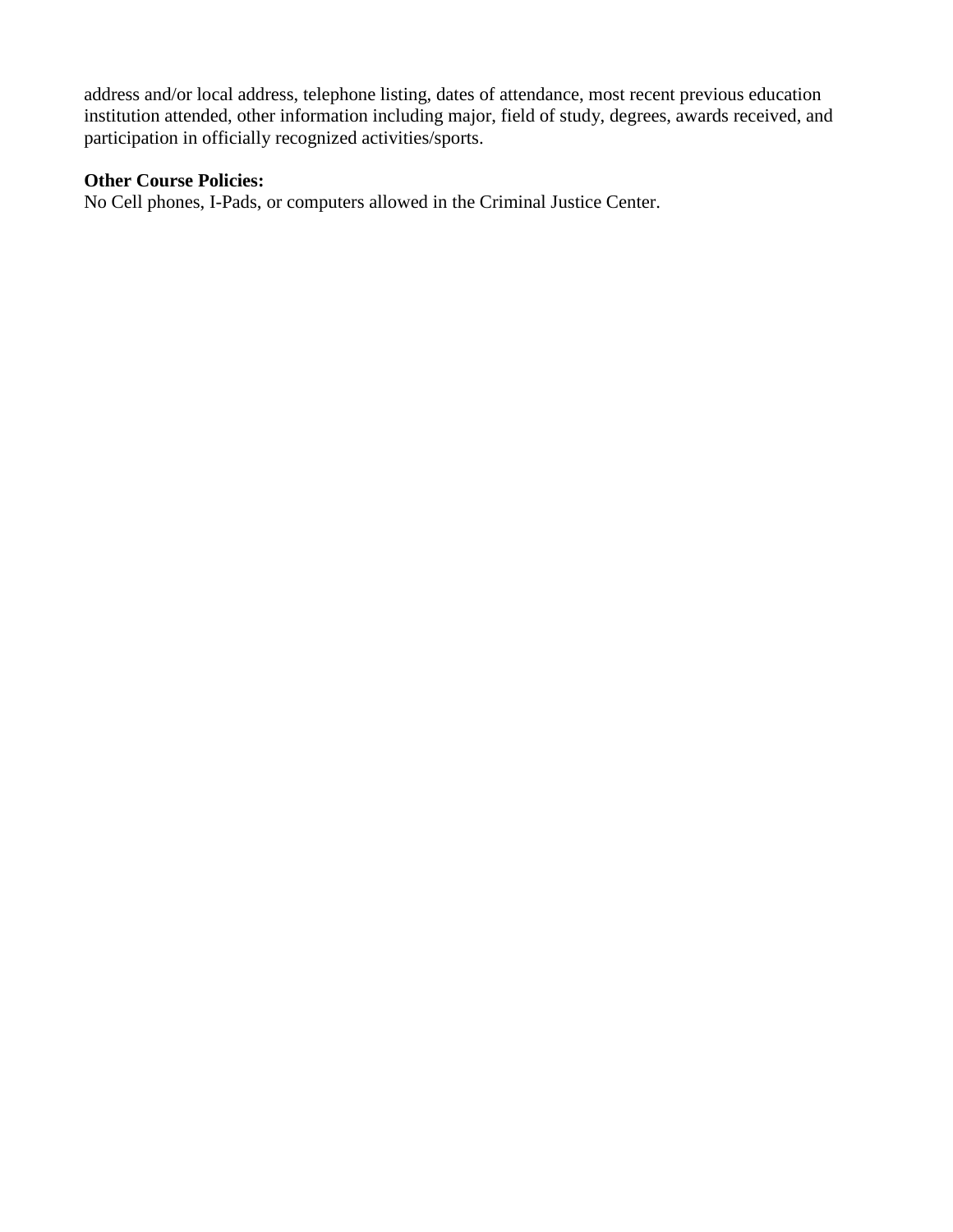address and/or local address, telephone listing, dates of attendance, most recent previous education institution attended, other information including major, field of study, degrees, awards received, and participation in officially recognized activities/sports.

**Other Course Policies:**
No Cell phones, I-Pads, or computers allowed in the Criminal Justice Center.